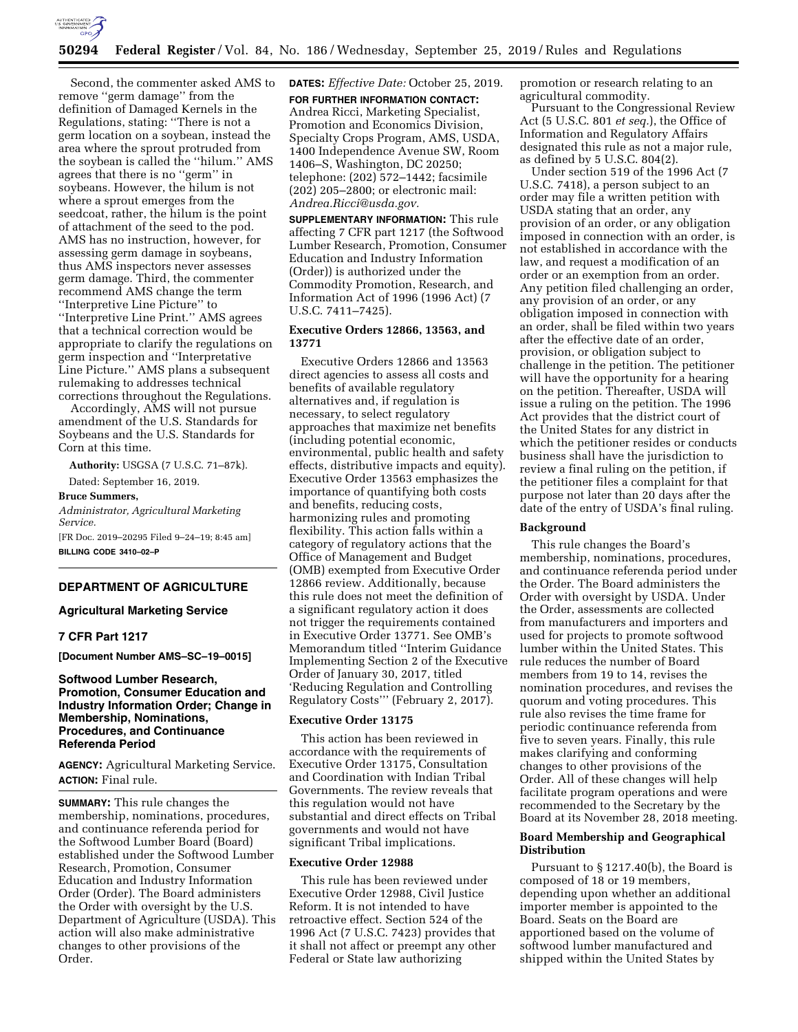Second, the commenter asked AMS to remove ''germ damage'' from the definition of Damaged Kernels in the Regulations, stating: ''There is not a germ location on a soybean, instead the area where the sprout protruded from the soybean is called the ''hilum.'' AMS agrees that there is no ''germ'' in soybeans. However, the hilum is not where a sprout emerges from the seedcoat, rather, the hilum is the point of attachment of the seed to the pod. AMS has no instruction, however, for assessing germ damage in soybeans, thus AMS inspectors never assesses germ damage. Third, the commenter recommend AMS change the term ''Interpretive Line Picture'' to ''Interpretive Line Print.'' AMS agrees that a technical correction would be appropriate to clarify the regulations on germ inspection and ''Interpretative Line Picture.'' AMS plans a subsequent rulemaking to addresses technical corrections throughout the Regulations.

Accordingly, AMS will not pursue amendment of the U.S. Standards for Soybeans and the U.S. Standards for Corn at this time.

**Authority:** USGSA (7 U.S.C. 71–87k).

Dated: September 16, 2019.

**Bruce Summers,**

*Administrator, Agricultural Marketing Service.*

[FR Doc. 2019–20295 Filed 9–24–19; 8:45 am]

**BILLING CODE 3410–02–P**

---

## DEPARTMENT OF AGRICULTURE

### Agricultural Marketing Service

### 7 CFR Part 1217

**[Document Number AMS–SC–19–0015]**

### Softwood Lumber Research, Promotion, Consumer Education and Industry Information Order; Change in Membership, Nominations, Procedures, and Continuance Referenda Period

**AGENCY:** Agricultural Marketing Service.

**ACTION:** Final rule.

**SUMMARY:** This rule changes the membership, nominations, procedures, and continuance referenda period for the Softwood Lumber Board (Board) established under the Softwood Lumber Research, Promotion, Consumer Education and Industry Information Order (Order). The Board administers the Order with oversight by the U.S. Department of Agriculture (USDA). This action will also make administrative changes to other provisions of the Order.

**DATES:** *Effective Date:* October 25, 2019.

**FOR FURTHER INFORMATION CONTACT:** Andrea Ricci, Marketing Specialist, Promotion and Economics Division, Specialty Crops Program, AMS, USDA, 1400 Independence Avenue SW, Room 1406–S, Washington, DC 20250; telephone: (202) 572–1442; facsimile (202) 205–2800; or electronic mail: *Andrea.Ricci@usda.gov.*

**SUPPLEMENTARY INFORMATION:** This rule affecting 7 CFR part 1217 (the Softwood Lumber Research, Promotion, Consumer Education and Industry Information (Order)) is authorized under the Commodity Promotion, Research, and Information Act of 1996 (1996 Act) (7 U.S.C. 7411–7425).

#### Executive Orders 12866, 13563, and 13771

Executive Orders 12866 and 13563 direct agencies to assess all costs and benefits of available regulatory alternatives and, if regulation is necessary, to select regulatory approaches that maximize net benefits (including potential economic, environmental, public health and safety effects, distributive impacts and equity). Executive Order 13563 emphasizes the importance of quantifying both costs and benefits, reducing costs, harmonizing rules and promoting flexibility. This action falls within a category of regulatory actions that the Office of Management and Budget (OMB) exempted from Executive Order 12866 review. Additionally, because this rule does not meet the definition of a significant regulatory action it does not trigger the requirements contained in Executive Order 13771. See OMB's Memorandum titled ''Interim Guidance Implementing Section 2 of the Executive Order of January 30, 2017, titled 'Reducing Regulation and Controlling Regulatory Costs''' (February 2, 2017).

#### Executive Order 13175

This action has been reviewed in accordance with the requirements of Executive Order 13175, Consultation and Coordination with Indian Tribal Governments. The review reveals that this regulation would not have substantial and direct effects on Tribal governments and would not have significant Tribal implications.

#### Executive Order 12988

This rule has been reviewed under Executive Order 12988, Civil Justice Reform. It is not intended to have retroactive effect. Section 524 of the 1996 Act (7 U.S.C. 7423) provides that it shall not affect or preempt any other Federal or State law authorizing promotion or research relating to an agricultural commodity.

Pursuant to the Congressional Review Act (5 U.S.C. 801 *et seq.*), the Office of Information and Regulatory Affairs designated this rule as not a major rule, as defined by 5 U.S.C. 804(2).

Under section 519 of the 1996 Act (7 U.S.C. 7418), a person subject to an order may file a written petition with USDA stating that an order, any provision of an order, or any obligation imposed in connection with an order, is not established in accordance with the law, and request a modification of an order or an exemption from an order. Any petition filed challenging an order, any provision of an order, or any obligation imposed in connection with an order, shall be filed within two years after the effective date of an order, provision, or obligation subject to challenge in the petition. The petitioner will have the opportunity for a hearing on the petition. Thereafter, USDA will issue a ruling on the petition. The 1996 Act provides that the district court of the United States for any district in which the petitioner resides or conducts business shall have the jurisdiction to review a final ruling on the petition, if the petitioner files a complaint for that purpose not later than 20 days after the date of the entry of USDA's final ruling.

#### Background

This rule changes the Board's membership, nominations, procedures, and continuance referenda period under the Order. The Board administers the Order with oversight by USDA. Under the Order, assessments are collected from manufacturers and importers and used for projects to promote softwood lumber within the United States. This rule reduces the number of Board members from 19 to 14, revises the nomination procedures, and revises the quorum and voting procedures. This rule also revises the time frame for periodic continuance referenda from five to seven years. Finally, this rule makes clarifying and conforming changes to other provisions of the Order. All of these changes will help facilitate program operations and were recommended to the Secretary by the Board at its November 28, 2018 meeting.

#### Board Membership and Geographical Distribution

Pursuant to § 1217.40(b), the Board is composed of 18 or 19 members, depending upon whether an additional importer member is appointed to the Board. Seats on the Board are apportioned based on the volume of softwood lumber manufactured and shipped within the United States by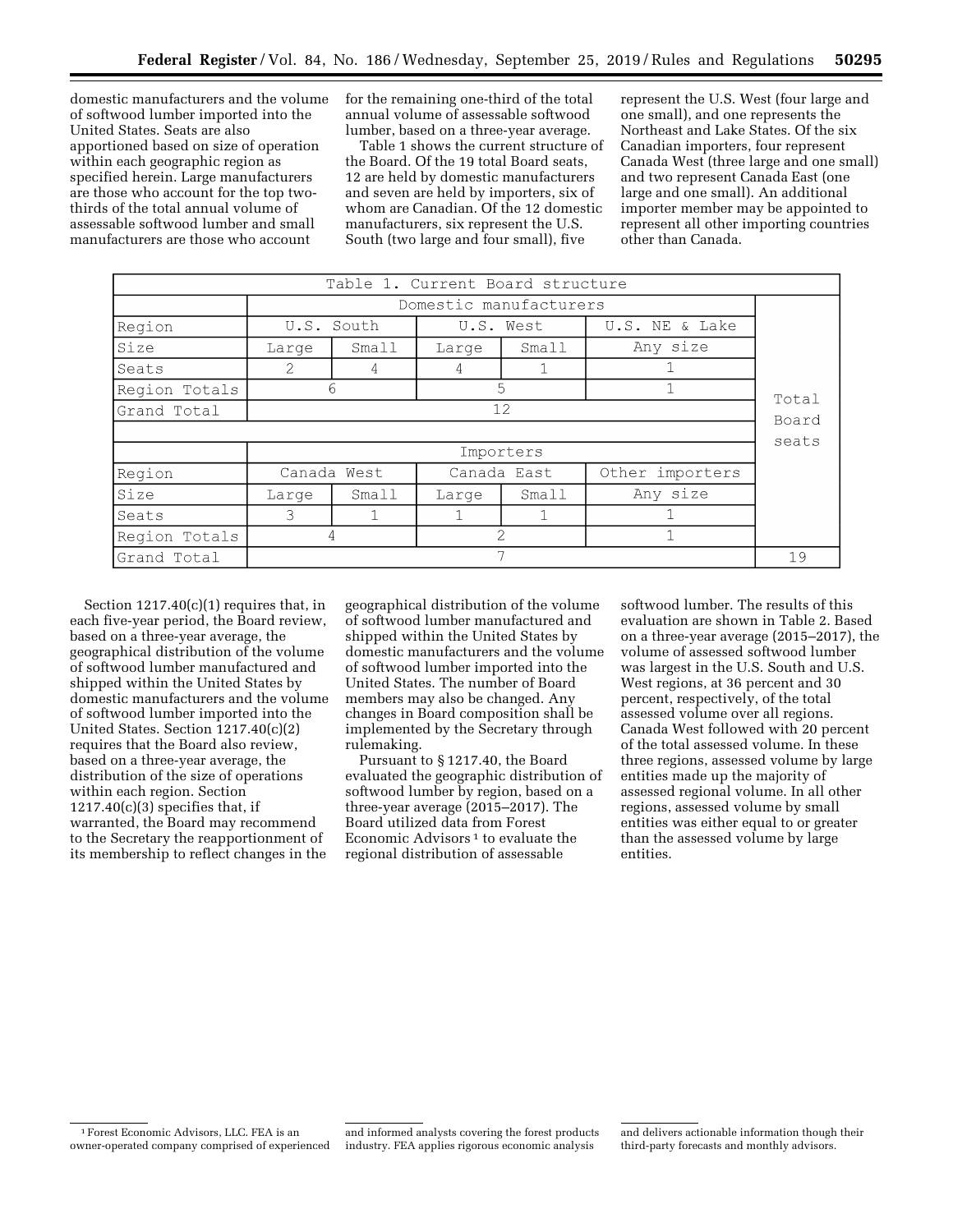domestic manufacturers and the volume of softwood lumber imported into the United States. Seats are also apportioned based on size of operation within each geographic region as specified herein. Large manufacturers are those who account for the top two-thirds of the total annual volume of assessable softwood lumber and small manufacturers are those who account for the remaining one-third of the total annual volume of assessable softwood lumber, based on a three-year average.

Table 1 shows the current structure of the Board. Of the 19 total Board seats, 12 are held by domestic manufacturers and seven are held by importers, six of whom are Canadian. Of the 12 domestic manufacturers, six represent the U.S. South (two large and four small), five represent the U.S. West (four large and one small), and one represents the Northeast and Lake States. Of the six Canadian importers, four represent Canada West (three large and one small) and two represent Canada East (one large and one small). An additional importer member may be appointed to represent all other importing countries other than Canada.

Table 1. Current Board structure

| | Domestic manufacturers | | | | | Total Board seats |
|---|---|---|---|---|---|---|
| Region | U.S. South | | U.S. West | | U.S. NE & Lake | |
| Size | Large | Small | Large | Small | Any size | |
| Seats | 2 | 4 | 4 | 1 | 1 | |
| Region Totals | 6 | | 5 | | 1 | |
| Grand Total | 12 | | | | | |
| | Importers | | | | | |
| Region | Canada West | | Canada East | | Other importers | |
| Size | Large | Small | Large | Small | Any size | |
| Seats | 3 | 1 | 1 | 1 | 1 | |
| Region Totals | 4 | | 2 | | 1 | |
| Grand Total | 7 | | | | | 19 |

Section 1217.40(c)(1) requires that, in each five-year period, the Board review, based on a three-year average, the geographical distribution of the volume of softwood lumber manufactured and shipped within the United States by domestic manufacturers and the volume of softwood lumber imported into the United States. Section 1217.40(c)(2) requires that the Board also review, based on a three-year average, the distribution of the size of operations within each region. Section 1217.40(c)(3) specifies that, if warranted, the Board may recommend to the Secretary the reapportionment of its membership to reflect changes in the geographical distribution of the volume of softwood lumber manufactured and shipped within the United States by domestic manufacturers and the volume of softwood lumber imported into the United States. The number of Board members may also be changed. Any changes in Board composition shall be implemented by the Secretary through rulemaking.

Pursuant to § 1217.40, the Board evaluated the geographic distribution of softwood lumber by region, based on a three-year average (2015–2017). The Board utilized data from Forest Economic Advisors [1] to evaluate the regional distribution of assessable softwood lumber. The results of this evaluation are shown in Table 2. Based on a three-year average (2015–2017), the volume of assessed softwood lumber was largest in the U.S. South and U.S. West regions, at 36 percent and 30 percent, respectively, of the total assessed volume over all regions. Canada West followed with 20 percent of the total assessed volume. In these three regions, assessed volume by large entities made up the majority of assessed regional volume. In all other regions, assessed volume by small entities was either equal to or greater than the assessed volume by large entities.

[1] Forest Economic Advisors, LLC. FEA is an owner-operated company comprised of experienced and informed analysts covering the forest products industry. FEA applies rigorous economic analysis and delivers actionable information though their third-party forecasts and monthly advisors.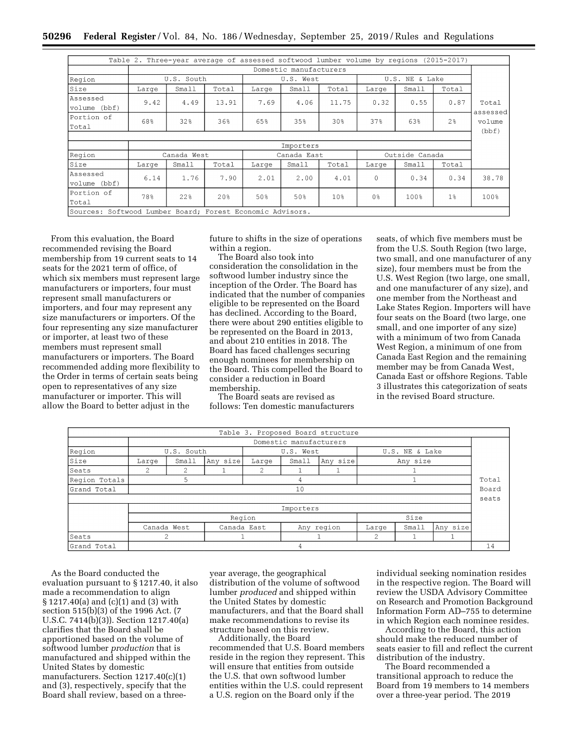| Table 2. Three-year average of assessed softwood lumber volume by regions (2015-2017) | | | | | | | | | | |
|---|---|---|---|---|---|---|---|---|---|---|
| | Domestic manufacturers | | | | | | | | | Total assessed volume (bbf) |
| Region | U.S. South | | | U.S. West | | | U.S. NE & Lake | | | |
| Size | Large | Small | Total | Large | Small | Total | Large | Small | Total | |
| Assessed volume (bbf) | 9.42 | 4.49 | 13.91 | 7.69 | 4.06 | 11.75 | 0.32 | 0.55 | 0.87 | |
| Portion of Total | 68% | 32% | 36% | 65% | 35% | 30% | 37% | 63% | 2% | |
| | Importers | | | | | | | | | |
| Region | Canada West | | | Canada East | | | Outside Canada | | | |
| Size | Large | Small | Total | Large | Small | Total | Large | Small | Total | |
| Assessed volume (bbf) | 6.14 | 1.76 | 7.90 | 2.01 | 2.00 | 4.01 | 0 | 0.34 | 0.34 | 38.78 |
| Portion of Total | 78% | 22% | 20% | 50% | 50% | 10% | 0% | 100% | 1% | 100% |

Sources: Softwood Lumber Board; Forest Economic Advisors.

From this evaluation, the Board recommended revising the Board membership from 19 current seats to 14 seats for the 2021 term of office, of which six members must represent large manufacturers or importers, four must represent small manufacturers or importers, and four may represent any size manufacturers or importers. Of the four representing any size manufacturer or importer, at least two of these members must represent small manufacturers or importers. The Board recommended adding more flexibility to the Order in terms of certain seats being open to representatives of any size manufacturer or importer. This will allow the Board to better adjust in the future to shifts in the size of operations within a region.

The Board also took into consideration the consolidation in the softwood lumber industry since the inception of the Order. The Board has indicated that the number of companies eligible to be represented on the Board has declined. According to the Board, there were about 290 entities eligible to be represented on the Board in 2013, and about 210 entities in 2018. The Board has faced challenges securing enough nominees for membership on the Board. This compelled the Board to consider a reduction in Board membership.

The Board seats are revised as follows: Ten domestic manufacturers seats, of which five members must be from the U.S. South Region (two large, two small, and one manufacturer of any size), four members must be from the U.S. West Region (two large, one small, and one manufacturer of any size), and one member from the Northeast and Lake States Region. Importers will have four seats on the Board (two large, one small, and one importer of any size) with a minimum of two from Canada West Region, a minimum of one from Canada East Region and the remaining member may be from Canada West, Canada East or offshore Regions. Table 3 illustrates this categorization of seats in the revised Board structure.

| Table 3. Proposed Board structure | | | | | | | | |
|---|---|---|---|---|---|---|---|---|
| | Domestic manufacturers | | | | | | | Total Board seats |
| Region | U.S. South | | | U.S. West | | | U.S. NE & Lake | |
| Size | Large | Small | Any size | Large | Small | Any size | Any size | |
| Seats | 2 | 2 | 1 | 2 | 1 | 1 | 1 | |
| Region Totals | 5 | | | 4 | | | 1 | |
| Grand Total | 10 | | | | | | | |
| | Importers | | | | | | | |
| | Region | | | Size | | | | |
| | Canada West | Canada East | Any region | Large | Small | Any size | | |
| Seats | 2 | 1 | 1 | 2 | 1 | 1 | | |
| Grand Total | 4 | | | | | | | 14 |

As the Board conducted the evaluation pursuant to § 1217.40, it also made a recommendation to align § 1217.40(a) and (c)(1) and (3) with section 515(b)(3) of the 1996 Act. (7 U.S.C. 7414(b)(3)). Section 1217.40(a) clarifies that the Board shall be apportioned based on the volume of softwood lumber *production* that is manufactured and shipped within the United States by domestic manufacturers. Section 1217.40(c)(1) and (3), respectively, specify that the Board shall review, based on a three-year average, the geographical distribution of the volume of softwood lumber *produced* and shipped within the United States by domestic manufacturers, and that the Board shall make recommendations to revise its structure based on this review.

Additionally, the Board recommended that U.S. Board members reside in the region they represent. This will ensure that entities from outside the U.S. that own softwood lumber entities within the U.S. could represent a U.S. region on the Board only if the individual seeking nomination resides in the respective region. The Board will review the USDA Advisory Committee on Research and Promotion Background Information Form AD–755 to determine in which Region each nominee resides.

According to the Board, this action should make the reduced number of seats easier to fill and reflect the current distribution of the industry.

The Board recommended a transitional approach to reduce the Board from 19 members to 14 members over a three-year period. The 2019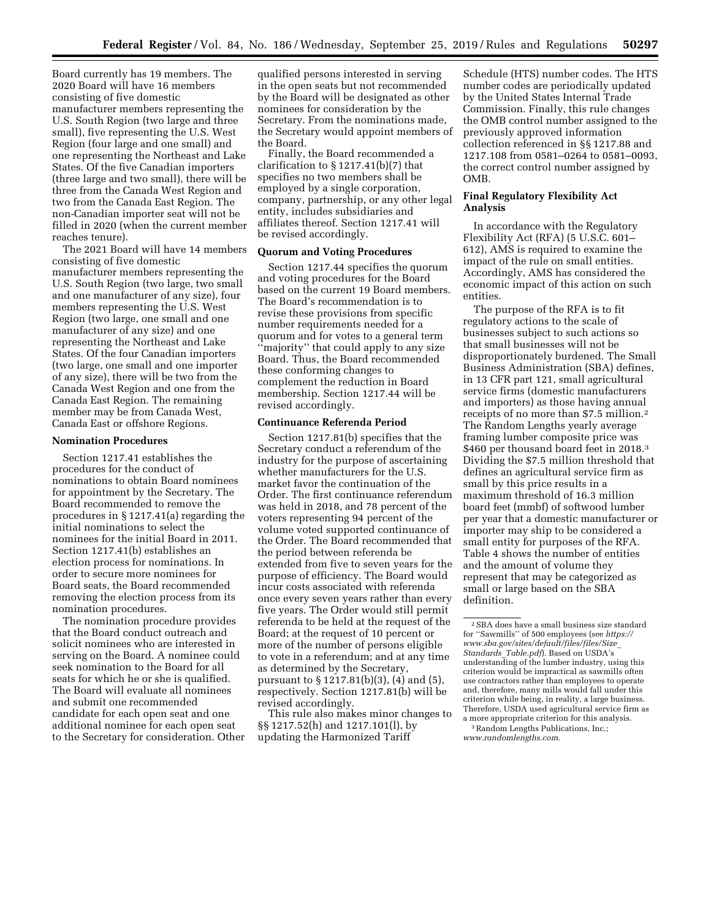Board currently has 19 members. The 2020 Board will have 16 members consisting of five domestic manufacturer members representing the U.S. South Region (two large and three small), five representing the U.S. West Region (four large and one small) and one representing the Northeast and Lake States. Of the five Canadian importers (three large and two small), there will be three from the Canada West Region and two from the Canada East Region. The non-Canadian importer seat will not be filled in 2020 (when the current member reaches tenure).

The 2021 Board will have 14 members consisting of five domestic manufacturer members representing the U.S. South Region (two large, two small and one manufacturer of any size), four members representing the U.S. West Region (two large, one small and one manufacturer of any size) and one representing the Northeast and Lake States. Of the four Canadian importers (two large, one small and one importer of any size), there will be two from the Canada West Region and one from the Canada East Region. The remaining member may be from Canada West, Canada East or offshore Regions.

**Nomination Procedures**

Section 1217.41 establishes the procedures for the conduct of nominations to obtain Board nominees for appointment by the Secretary. The Board recommended to remove the procedures in § 1217.41(a) regarding the initial nominations to select the nominees for the initial Board in 2011. Section 1217.41(b) establishes an election process for nominations. In order to secure more nominees for Board seats, the Board recommended removing the election process from its nomination procedures.

The nomination procedure provides that the Board conduct outreach and solicit nominees who are interested in serving on the Board. A nominee could seek nomination to the Board for all seats for which he or she is qualified. The Board will evaluate all nominees and submit one recommended candidate for each open seat and one additional nominee for each open seat to the Secretary for consideration. Other qualified persons interested in serving in the open seats but not recommended by the Board will be designated as other nominees for consideration by the Secretary. From the nominations made, the Secretary would appoint members of the Board.

Finally, the Board recommended a clarification to § 1217.41(b)(7) that specifies no two members shall be employed by a single corporation, company, partnership, or any other legal entity, includes subsidiaries and affiliates thereof. Section 1217.41 will be revised accordingly.

**Quorum and Voting Procedures**

Section 1217.44 specifies the quorum and voting procedures for the Board based on the current 19 Board members. The Board's recommendation is to revise these provisions from specific number requirements needed for a quorum and for votes to a general term "majority" that could apply to any size Board. Thus, the Board recommended these conforming changes to complement the reduction in Board membership. Section 1217.44 will be revised accordingly.

**Continuance Referenda Period**

Section 1217.81(b) specifies that the Secretary conduct a referendum of the industry for the purpose of ascertaining whether manufacturers for the U.S. market favor the continuation of the Order. The first continuance referendum was held in 2018, and 78 percent of the voters representing 94 percent of the volume voted supported continuance of the Order. The Board recommended that the period between referenda be extended from five to seven years for the purpose of efficiency. The Board would incur costs associated with referenda once every seven years rather than every five years. The Order would still permit referenda to be held at the request of the Board; at the request of 10 percent or more of the number of persons eligible to vote in a referendum; and at any time as determined by the Secretary, pursuant to § 1217.81(b)(3), (4) and (5), respectively. Section 1217.81(b) will be revised accordingly.

This rule also makes minor changes to §§ 1217.52(h) and 1217.101(l), by updating the Harmonized Tariff Schedule (HTS) number codes. The HTS number codes are periodically updated by the United States Internal Trade Commission. Finally, this rule changes the OMB control number assigned to the previously approved information collection referenced in §§ 1217.88 and 1217.108 from 0581–0264 to 0581–0093, the correct control number assigned by OMB.

**Final Regulatory Flexibility Act Analysis**

In accordance with the Regulatory Flexibility Act (RFA) (5 U.S.C. 601–612), AMS is required to examine the impact of the rule on small entities. Accordingly, AMS has considered the economic impact of this action on such entities.

The purpose of the RFA is to fit regulatory actions to the scale of businesses subject to such actions so that small businesses will not be disproportionately burdened. The Small Business Administration (SBA) defines, in 13 CFR part 121, small agricultural service firms (domestic manufacturers and importers) as those having annual receipts of no more than $7.5 million.[2] The Random Lengths yearly average framing lumber composite price was $460 per thousand board feet in 2018.[3] Dividing the $7.5 million threshold that defines an agricultural service firm as small by this price results in a maximum threshold of 16.3 million board feet (mmbf) of softwood lumber per year that a domestic manufacturer or importer may ship to be considered a small entity for purposes of the RFA. Table 4 shows the number of entities and the amount of volume they represent that may be categorized as small or large based on the SBA definition.

---

[2] SBA does have a small business size standard for "Sawmills" of 500 employees (see *https://www.sba.gov/sites/default/files/files/Size_Standards_Table.pdf*). Based on USDA's understanding of the lumber industry, using this criterion would be impractical as sawmills often use contractors rather than employees to operate and, therefore, many mills would fall under this criterion while being, in reality, a large business. Therefore, USDA used agricultural service firm as a more appropriate criterion for this analysis.

[3] Random Lengths Publications, Inc.; *www.randomlengths.com.*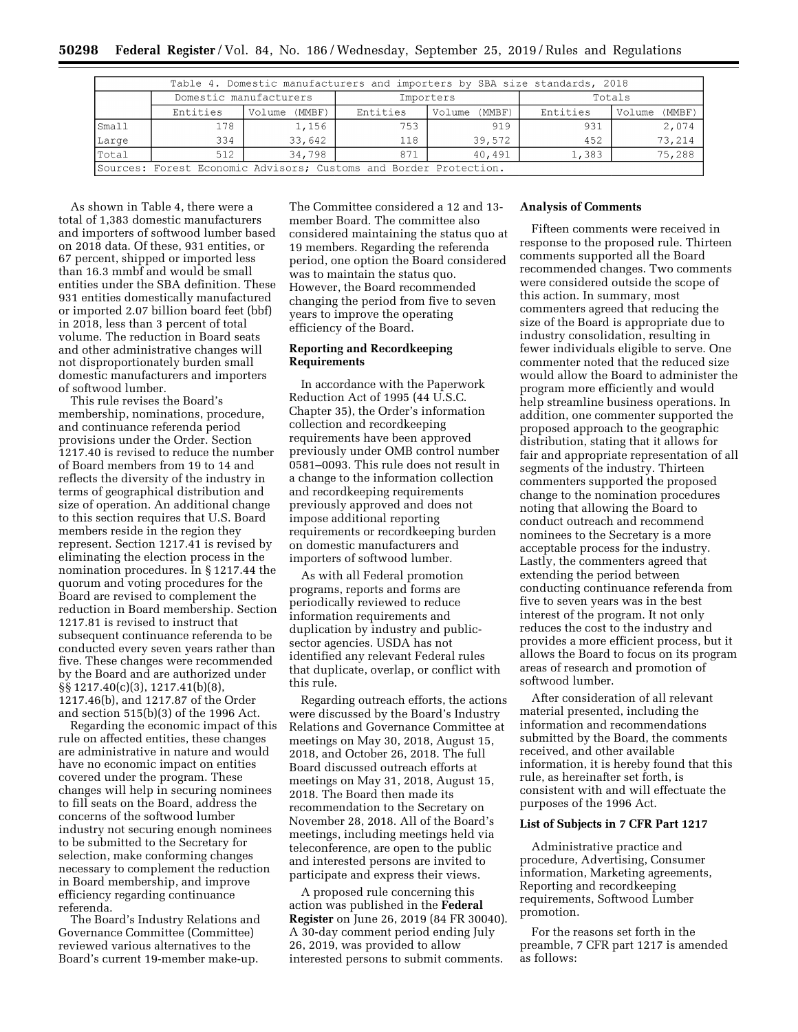| Table 4. Domestic manufacturers and importers by SBA size standards, 2018 | | | | | | |
|---|---|---|---|---|---|---|
| | Domestic manufacturers | | Importers | | Totals | |
| | Entities | Volume (MMBF) | Entities | Volume (MMBF) | Entities | Volume (MMBF) |
| Small | 178 | 1,156 | 753 | 919 | 931 | 2,074 |
| Large | 334 | 33,642 | 118 | 39,572 | 452 | 73,214 |
| Total | 512 | 34,798 | 871 | 40,491 | 1,383 | 75,288 |
| Sources: Forest Economic Advisors; Customs and Border Protection. | | | | | | |

As shown in Table 4, there were a total of 1,383 domestic manufacturers and importers of softwood lumber based on 2018 data. Of these, 931 entities, or 67 percent, shipped or imported less than 16.3 mmbf and would be small entities under the SBA definition. These 931 entities domestically manufactured or imported 2.07 billion board feet (bbf) in 2018, less than 3 percent of total volume. The reduction in Board seats and other administrative changes will not disproportionately burden small domestic manufacturers and importers of softwood lumber.

This rule revises the Board's membership, nominations, procedure, and continuance referenda period provisions under the Order. Section 1217.40 is revised to reduce the number of Board members from 19 to 14 and reflects the diversity of the industry in terms of geographical distribution and size of operation. An additional change to this section requires that U.S. Board members reside in the region they represent. Section 1217.41 is revised by eliminating the election process in the nomination procedures. In § 1217.44 the quorum and voting procedures for the Board are revised to complement the reduction in Board membership. Section 1217.81 is revised to instruct that subsequent continuance referenda to be conducted every seven years rather than five. These changes were recommended by the Board and are authorized under §§ 1217.40(c)(3), 1217.41(b)(8), 1217.46(b), and 1217.87 of the Order and section 515(b)(3) of the 1996 Act.

Regarding the economic impact of this rule on affected entities, these changes are administrative in nature and would have no economic impact on entities covered under the program. These changes will help in securing nominees to fill seats on the Board, address the concerns of the softwood lumber industry not securing enough nominees to be submitted to the Secretary for selection, make conforming changes necessary to complement the reduction in Board membership, and improve efficiency regarding continuance referenda.

The Board's Industry Relations and Governance Committee (Committee) reviewed various alternatives to the Board's current 19-member make-up. The Committee considered a 12 and 13-member Board. The committee also considered maintaining the status quo at 19 members. Regarding the referenda period, one option the Board considered was to maintain the status quo. However, the Board recommended changing the period from five to seven years to improve the operating efficiency of the Board.

**Reporting and Recordkeeping Requirements**

In accordance with the Paperwork Reduction Act of 1995 (44 U.S.C. Chapter 35), the Order's information collection and recordkeeping requirements have been approved previously under OMB control number 0581–0093. This rule does not result in a change to the information collection and recordkeeping requirements previously approved and does not impose additional reporting requirements or recordkeeping burden on domestic manufacturers and importers of softwood lumber.

As with all Federal promotion programs, reports and forms are periodically reviewed to reduce information requirements and duplication by industry and public-sector agencies. USDA has not identified any relevant Federal rules that duplicate, overlap, or conflict with this rule.

Regarding outreach efforts, the actions were discussed by the Board's Industry Relations and Governance Committee at meetings on May 30, 2018, August 15, 2018, and October 26, 2018. The full Board discussed outreach efforts at meetings on May 31, 2018, August 15, 2018. The Board then made its recommendation to the Secretary on November 28, 2018. All of the Board's meetings, including meetings held via teleconference, are open to the public and interested persons are invited to participate and express their views.

A proposed rule concerning this action was published in the **Federal Register** on June 26, 2019 (84 FR 30040). A 30-day comment period ending July 26, 2019, was provided to allow interested persons to submit comments.

**Analysis of Comments**

Fifteen comments were received in response to the proposed rule. Thirteen comments supported all the Board recommended changes. Two comments were considered outside the scope of this action. In summary, most commenters agreed that reducing the size of the Board is appropriate due to industry consolidation, resulting in fewer individuals eligible to serve. One commenter noted that the reduced size would allow the Board to administer the program more efficiently and would help streamline business operations. In addition, one commenter supported the proposed approach to the geographic distribution, stating that it allows for fair and appropriate representation of all segments of the industry. Thirteen commenters supported the proposed change to the nomination procedures noting that allowing the Board to conduct outreach and recommend nominees to the Secretary is a more acceptable process for the industry. Lastly, the commenters agreed that extending the period between conducting continuance referenda from five to seven years was in the best interest of the program. It not only reduces the cost to the industry and provides a more efficient process, but it allows the Board to focus on its program areas of research and promotion of softwood lumber.

After consideration of all relevant material presented, including the information and recommendations submitted by the Board, the comments received, and other available information, it is hereby found that this rule, as hereinafter set forth, is consistent with and will effectuate the purposes of the 1996 Act.

**List of Subjects in 7 CFR Part 1217**

Administrative practice and procedure, Advertising, Consumer information, Marketing agreements, Reporting and recordkeeping requirements, Softwood Lumber promotion.

For the reasons set forth in the preamble, 7 CFR part 1217 is amended as follows: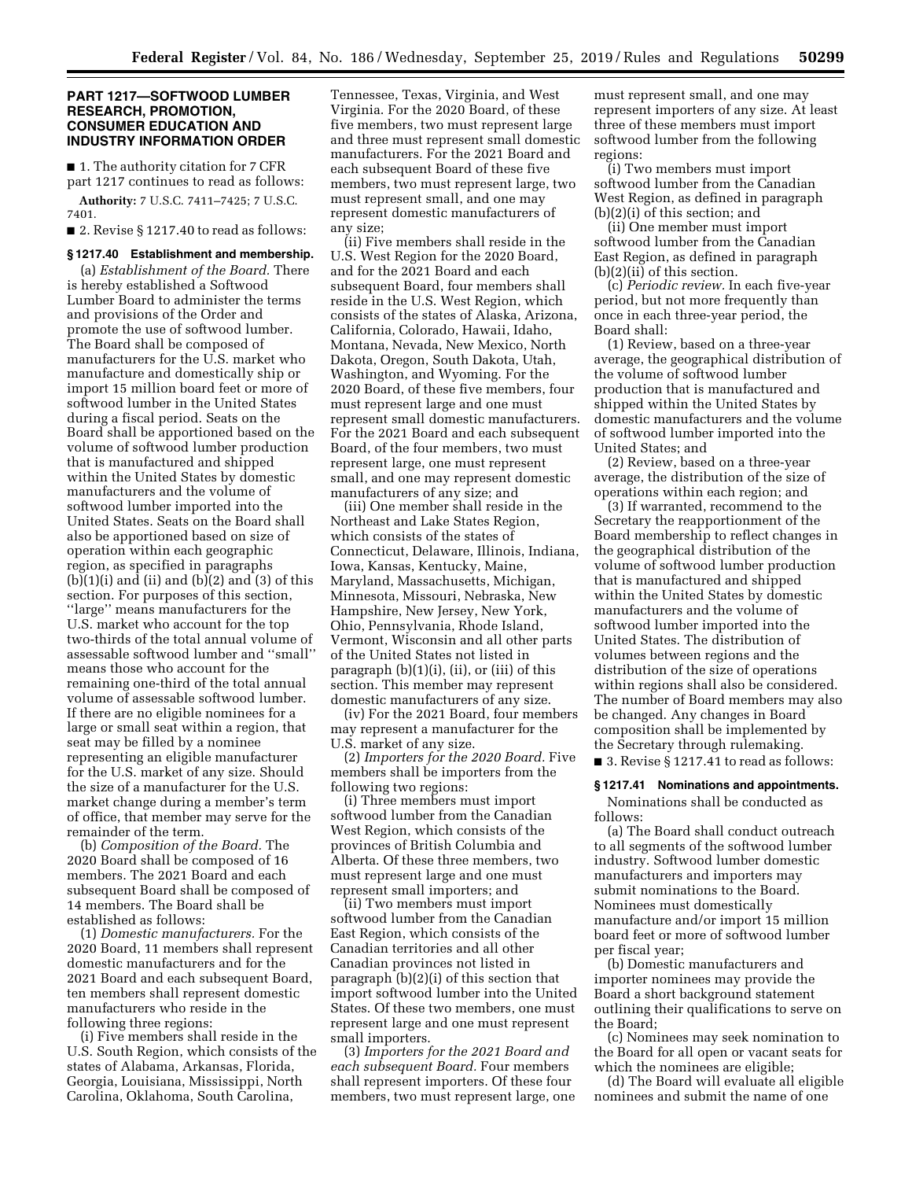## PART 1217—SOFTWOOD LUMBER RESEARCH, PROMOTION, CONSUMER EDUCATION AND INDUSTRY INFORMATION ORDER

■ 1. The authority citation for 7 CFR part 1217 continues to read as follows:

**Authority:** 7 U.S.C. 7411–7425; 7 U.S.C. 7401.

■ 2. Revise § 1217.40 to read as follows:

### § 1217.40 Establishment and membership.

(a) *Establishment of the Board.* There is hereby established a Softwood Lumber Board to administer the terms and provisions of the Order and promote the use of softwood lumber. The Board shall be composed of manufacturers for the U.S. market who manufacture and domestically ship or import 15 million board feet or more of softwood lumber in the United States during a fiscal period. Seats on the Board shall be apportioned based on the volume of softwood lumber production that is manufactured and shipped within the United States by domestic manufacturers and the volume of softwood lumber imported into the United States. Seats on the Board shall also be apportioned based on size of operation within each geographic region, as specified in paragraphs (b)(1)(i) and (ii) and (b)(2) and (3) of this section. For purposes of this section, ''large'' means manufacturers for the U.S. market who account for the top two-thirds of the total annual volume of assessable softwood lumber and ''small'' means those who account for the remaining one-third of the total annual volume of assessable softwood lumber. If there are no eligible nominees for a large or small seat within a region, that seat may be filled by a nominee representing an eligible manufacturer for the U.S. market of any size. Should the size of a manufacturer for the U.S. market change during a member's term of office, that member may serve for the remainder of the term.

(b) *Composition of the Board.* The 2020 Board shall be composed of 16 members. The 2021 Board and each subsequent Board shall be composed of 14 members. The Board shall be established as follows:

(1) *Domestic manufacturers.* For the 2020 Board, 11 members shall represent domestic manufacturers and for the 2021 Board and each subsequent Board, ten members shall represent domestic manufacturers who reside in the following three regions:

(i) Five members shall reside in the U.S. South Region, which consists of the states of Alabama, Arkansas, Florida, Georgia, Louisiana, Mississippi, North Carolina, Oklahoma, South Carolina, Tennessee, Texas, Virginia, and West Virginia. For the 2020 Board, of these five members, two must represent large and three must represent small domestic manufacturers. For the 2021 Board and each subsequent Board of these five members, two must represent large, two must represent small, and one may represent domestic manufacturers of any size;

(ii) Five members shall reside in the U.S. West Region for the 2020 Board, and for the 2021 Board and each subsequent Board, four members shall reside in the U.S. West Region, which consists of the states of Alaska, Arizona, California, Colorado, Hawaii, Idaho, Montana, Nevada, New Mexico, North Dakota, Oregon, South Dakota, Utah, Washington, and Wyoming. For the 2020 Board, of these five members, four must represent large and one must represent small domestic manufacturers. For the 2021 Board and each subsequent Board, of the four members, two must represent large, one must represent small, and one may represent domestic manufacturers of any size; and

(iii) One member shall reside in the Northeast and Lake States Region, which consists of the states of Connecticut, Delaware, Illinois, Indiana, Iowa, Kansas, Kentucky, Maine, Maryland, Massachusetts, Michigan, Minnesota, Missouri, Nebraska, New Hampshire, New Jersey, New York, Ohio, Pennsylvania, Rhode Island, Vermont, Wisconsin and all other parts of the United States not listed in paragraph (b)(1)(i), (ii), or (iii) of this section. This member may represent domestic manufacturers of any size.

(iv) For the 2021 Board, four members may represent a manufacturer for the U.S. market of any size.

(2) *Importers for the 2020 Board.* Five members shall be importers from the following two regions:

(i) Three members must import softwood lumber from the Canadian West Region, which consists of the provinces of British Columbia and Alberta. Of these three members, two must represent large and one must represent small importers; and

(ii) Two members must import softwood lumber from the Canadian East Region, which consists of the Canadian territories and all other Canadian provinces not listed in paragraph (b)(2)(i) of this section that import softwood lumber into the United States. Of these two members, one must represent large and one must represent small importers.

(3) *Importers for the 2021 Board and each subsequent Board.* Four members shall represent importers. Of these four members, two must represent large, one must represent small, and one may represent importers of any size. At least three of these members must import softwood lumber from the following regions:

(i) Two members must import softwood lumber from the Canadian West Region, as defined in paragraph (b)(2)(i) of this section; and

(ii) One member must import softwood lumber from the Canadian East Region, as defined in paragraph (b)(2)(ii) of this section.

(c) *Periodic review.* In each five-year period, but not more frequently than once in each three-year period, the Board shall:

(1) Review, based on a three-year average, the geographical distribution of the volume of softwood lumber production that is manufactured and shipped within the United States by domestic manufacturers and the volume of softwood lumber imported into the United States; and

(2) Review, based on a three-year average, the distribution of the size of operations within each region; and

(3) If warranted, recommend to the Secretary the reapportionment of the Board membership to reflect changes in the geographical distribution of the volume of softwood lumber production that is manufactured and shipped within the United States by domestic manufacturers and the volume of softwood lumber imported into the United States. The distribution of volumes between regions and the distribution of the size of operations within regions shall also be considered. The number of Board members may also be changed. Any changes in Board composition shall be implemented by the Secretary through rulemaking.

■ 3. Revise § 1217.41 to read as follows:

### § 1217.41 Nominations and appointments.

Nominations shall be conducted as follows:

(a) The Board shall conduct outreach to all segments of the softwood lumber industry. Softwood lumber domestic manufacturers and importers may submit nominations to the Board. Nominees must domestically manufacture and/or import 15 million board feet or more of softwood lumber per fiscal year;

(b) Domestic manufacturers and importer nominees may provide the Board a short background statement outlining their qualifications to serve on the Board;

(c) Nominees may seek nomination to the Board for all open or vacant seats for which the nominees are eligible;

(d) The Board will evaluate all eligible nominees and submit the name of one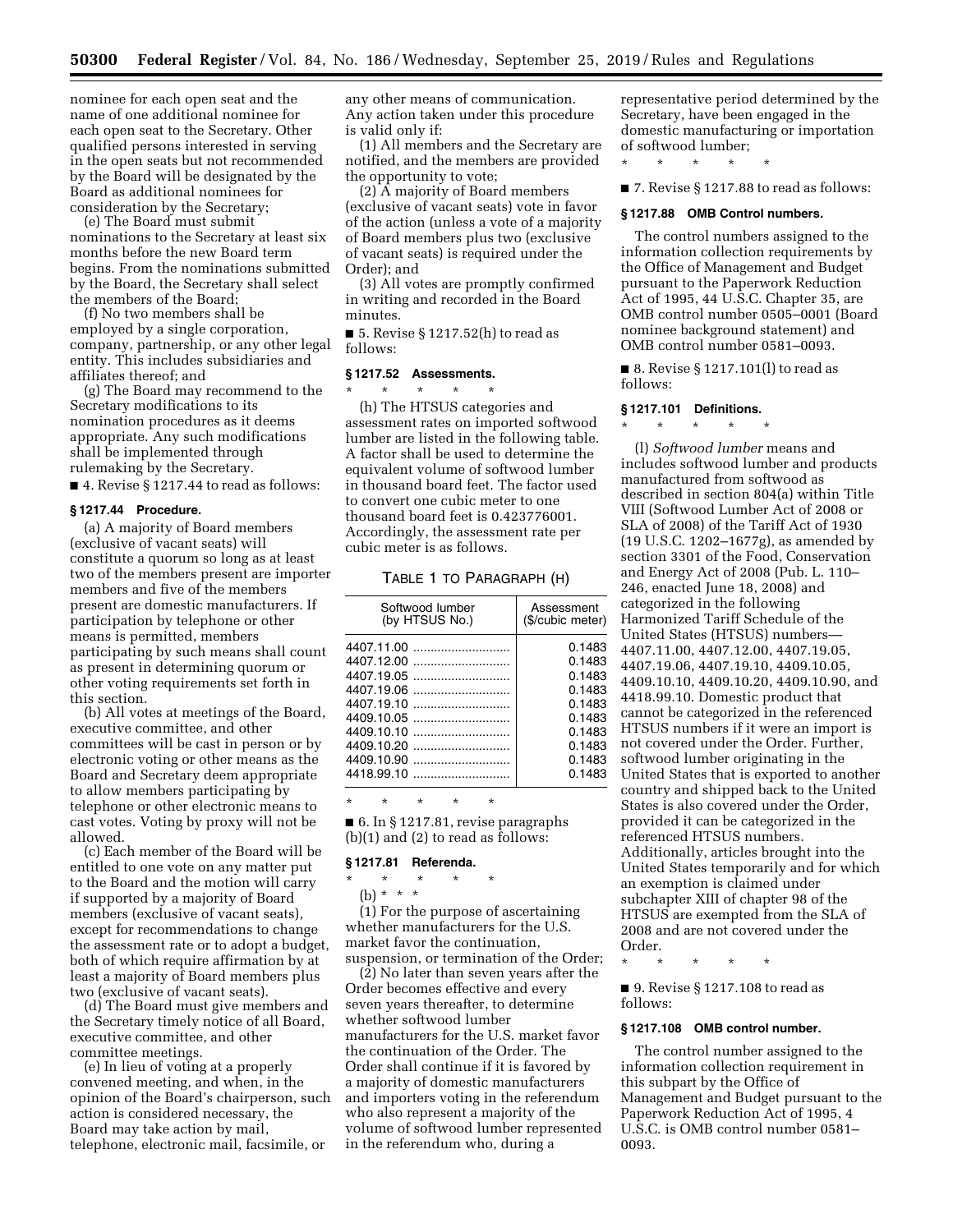nominee for each open seat and the name of one additional nominee for each open seat to the Secretary. Other qualified persons interested in serving in the open seats but not recommended by the Board will be designated by the Board as additional nominees for consideration by the Secretary;

(e) The Board must submit nominations to the Secretary at least six months before the new Board term begins. From the nominations submitted by the Board, the Secretary shall select the members of the Board;

(f) No two members shall be employed by a single corporation, company, partnership, or any other legal entity. This includes subsidiaries and affiliates thereof; and

(g) The Board may recommend to the Secretary modifications to its nomination procedures as it deems appropriate. Any such modifications shall be implemented through rulemaking by the Secretary.

■ 4. Revise § 1217.44 to read as follows:

**§ 1217.44 Procedure.**

(a) A majority of Board members (exclusive of vacant seats) will constitute a quorum so long as at least two of the members present are importer members and five of the members present are domestic manufacturers. If participation by telephone or other means is permitted, members participating by such means shall count as present in determining quorum or other voting requirements set forth in this section.

(b) All votes at meetings of the Board, executive committee, and other committees will be cast in person or by electronic voting or other means as the Board and Secretary deem appropriate to allow members participating by telephone or other electronic means to cast votes. Voting by proxy will not be allowed.

(c) Each member of the Board will be entitled to one vote on any matter put to the Board and the motion will carry if supported by a majority of Board members (exclusive of vacant seats), except for recommendations to change the assessment rate or to adopt a budget, both of which require affirmation by at least a majority of Board members plus two (exclusive of vacant seats).

(d) The Board must give members and the Secretary timely notice of all Board, executive committee, and other committee meetings.

(e) In lieu of voting at a properly convened meeting, and when, in the opinion of the Board's chairperson, such action is considered necessary, the Board may take action by mail, telephone, electronic mail, facsimile, or any other means of communication. Any action taken under this procedure is valid only if:

(1) All members and the Secretary are notified, and the members are provided the opportunity to vote;

(2) A majority of Board members (exclusive of vacant seats) vote in favor of the action (unless a vote of a majority of Board members plus two (exclusive of vacant seats) is required under the Order); and

(3) All votes are promptly confirmed in writing and recorded in the Board minutes.

■ 5. Revise § 1217.52(h) to read as follows:

**§ 1217.52 Assessments.**

\* \* \* \* \*

(h) The HTSUS categories and assessment rates on imported softwood lumber are listed in the following table. A factor shall be used to determine the equivalent volume of softwood lumber in thousand board feet. The factor used to convert one cubic meter to one thousand board feet is 0.423776001. Accordingly, the assessment rate per cubic meter is as follows.

TABLE 1 TO PARAGRAPH (H)

| Softwood lumber (by HTSUS No.) | Assessment ($/cubic meter) |
|---|---|
| 4407.11.00 | 0.1483 |
| 4407.12.00 | 0.1483 |
| 4407.19.05 | 0.1483 |
| 4407.19.06 | 0.1483 |
| 4407.19.10 | 0.1483 |
| 4409.10.05 | 0.1483 |
| 4409.10.10 | 0.1483 |
| 4409.10.20 | 0.1483 |
| 4409.10.90 | 0.1483 |
| 4418.99.10 | 0.1483 |

\* \* \* \* \*

■ 6. In § 1217.81, revise paragraphs (b)(1) and (2) to read as follows:

**§ 1217.81 Referenda.**

\* \* \* \* \*

(b) \* \* \*

(1) For the purpose of ascertaining whether manufacturers for the U.S. market favor the continuation, suspension, or termination of the Order;

(2) No later than seven years after the Order becomes effective and every seven years thereafter, to determine whether softwood lumber manufacturers for the U.S. market favor the continuation of the Order. The Order shall continue if it is favored by a majority of domestic manufacturers and importers voting in the referendum who also represent a majority of the volume of softwood lumber represented in the referendum who, during a representative period determined by the Secretary, have been engaged in the domestic manufacturing or importation of softwood lumber;

\* \* \* \* \*

■ 7. Revise § 1217.88 to read as follows:

**§ 1217.88 OMB Control numbers.**

The control numbers assigned to the information collection requirements by the Office of Management and Budget pursuant to the Paperwork Reduction Act of 1995, 44 U.S.C. Chapter 35, are OMB control number 0505–0001 (Board nominee background statement) and OMB control number 0581–0093.

■ 8. Revise § 1217.101(l) to read as follows:

**§ 1217.101 Definitions.**

\* \* \* \* \*

(l) *Softwood lumber* means and includes softwood lumber and products manufactured from softwood as described in section 804(a) within Title VIII (Softwood Lumber Act of 2008 or SLA of 2008) of the Tariff Act of 1930 (19 U.S.C. 1202–1677g), as amended by section 3301 of the Food, Conservation and Energy Act of 2008 (Pub. L. 110–246, enacted June 18, 2008) and categorized in the following Harmonized Tariff Schedule of the United States (HTSUS) numbers—4407.11.00, 4407.12.00, 4407.19.05, 4407.19.06, 4407.19.10, 4409.10.05, 4409.10.10, 4409.10.20, 4409.10.90, and 4418.99.10. Domestic product that cannot be categorized in the referenced HTSUS numbers if it were an import is not covered under the Order. Further, softwood lumber originating in the United States that is exported to another country and shipped back to the United States is also covered under the Order, provided it can be categorized in the referenced HTSUS numbers. Additionally, articles brought into the United States temporarily and for which an exemption is claimed under subchapter XIII of chapter 98 of the HTSUS are exempted from the SLA of 2008 and are not covered under the Order.

\* \* \* \* \*

■ 9. Revise § 1217.108 to read as follows:

**§ 1217.108 OMB control number.**

The control number assigned to the information collection requirement in this subpart by the Office of Management and Budget pursuant to the Paperwork Reduction Act of 1995, 4 U.S.C. is OMB control number 0581–0093.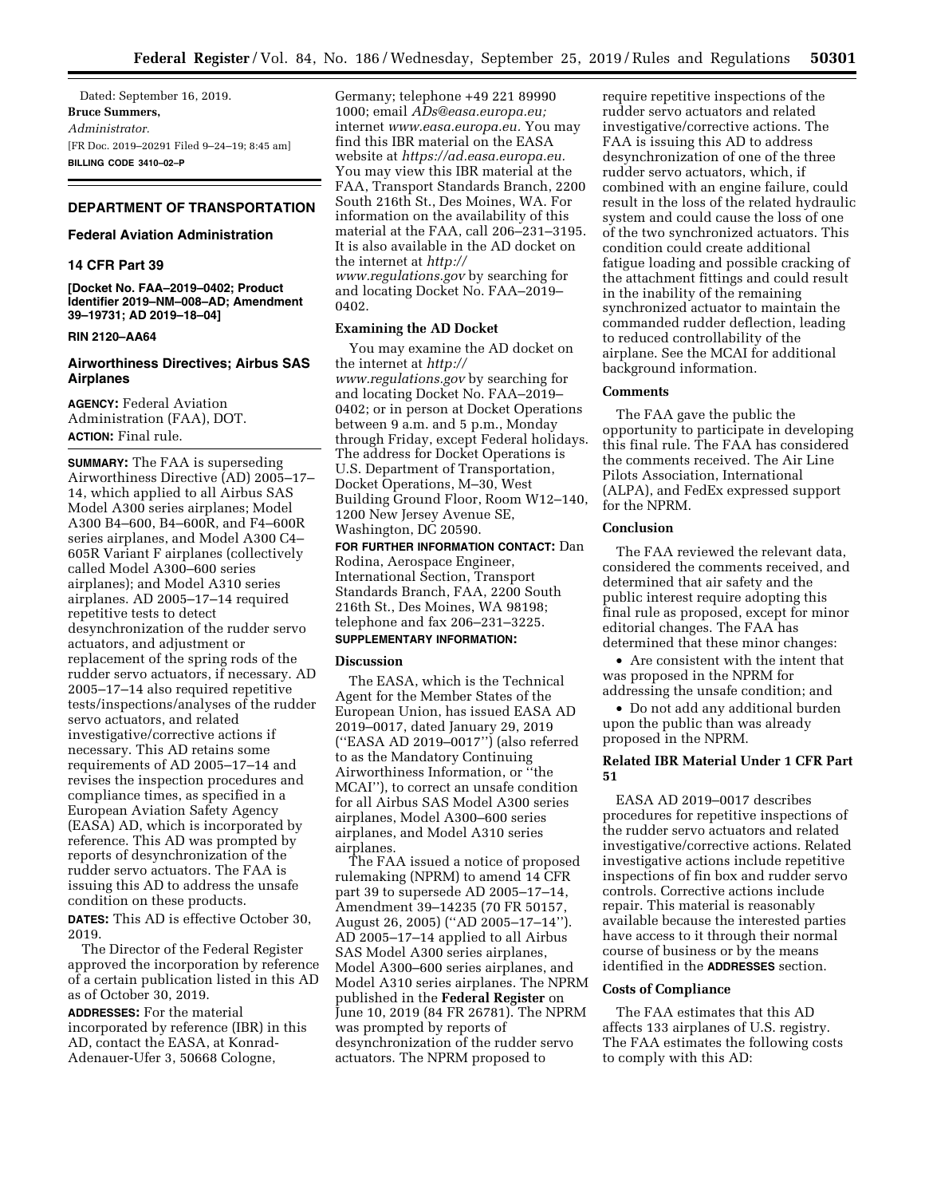Dated: September 16, 2019.

**Bruce Summers,**

*Administrator.*

[FR Doc. 2019–20291 Filed 9–24–19; 8:45 am]

**BILLING CODE 3410–02–P**

## DEPARTMENT OF TRANSPORTATION

### Federal Aviation Administration

### 14 CFR Part 39

**[Docket No. FAA–2019–0402; Product Identifier 2019–NM–008–AD; Amendment 39–19731; AD 2019–18–04]**

**RIN 2120–AA64**

### Airworthiness Directives; Airbus SAS Airplanes

**AGENCY:** Federal Aviation Administration (FAA), DOT.

**ACTION:** Final rule.

**SUMMARY:** The FAA is superseding Airworthiness Directive (AD) 2005–17–14, which applied to all Airbus SAS Model A300 series airplanes; Model A300 B4–600, B4–600R, and F4–600R series airplanes, and Model A300 C4–605R Variant F airplanes (collectively called Model A300–600 series airplanes); and Model A310 series airplanes. AD 2005–17–14 required repetitive tests to detect desynchronization of the rudder servo actuators, and adjustment or replacement of the spring rods of the rudder servo actuators, if necessary. AD 2005–17–14 also required repetitive tests/inspections/analyses of the rudder servo actuators, and related investigative/corrective actions if necessary. This AD retains some requirements of AD 2005–17–14 and revises the inspection procedures and compliance times, as specified in a European Aviation Safety Agency (EASA) AD, which is incorporated by reference. This AD was prompted by reports of desynchronization of the rudder servo actuators. The FAA is issuing this AD to address the unsafe condition on these products.

**DATES:** This AD is effective October 30, 2019.

The Director of the Federal Register approved the incorporation by reference of a certain publication listed in this AD as of October 30, 2019.

**ADDRESSES:** For the material incorporated by reference (IBR) in this AD, contact the EASA, at Konrad-Adenauer-Ufer 3, 50668 Cologne, Germany; telephone +49 221 89990 1000; email *ADs@easa.europa.eu;* internet *www.easa.europa.eu.* You may find this IBR material on the EASA website at *https://ad.easa.europa.eu.* You may view this IBR material at the FAA, Transport Standards Branch, 2200 South 216th St., Des Moines, WA. For information on the availability of this material at the FAA, call 206–231–3195. It is also available in the AD docket on the internet at *http://www.regulations.gov* by searching for and locating Docket No. FAA–2019–0402.

#### Examining the AD Docket

You may examine the AD docket on the internet at *http://www.regulations.gov* by searching for and locating Docket No. FAA–2019–0402; or in person at Docket Operations between 9 a.m. and 5 p.m., Monday through Friday, except Federal holidays. The address for Docket Operations is U.S. Department of Transportation, Docket Operations, M–30, West Building Ground Floor, Room W12–140, 1200 New Jersey Avenue SE, Washington, DC 20590.

**FOR FURTHER INFORMATION CONTACT:** Dan Rodina, Aerospace Engineer, International Section, Transport Standards Branch, FAA, 2200 South 216th St., Des Moines, WA 98198; telephone and fax 206–231–3225.

**SUPPLEMENTARY INFORMATION:**

#### Discussion

The EASA, which is the Technical Agent for the Member States of the European Union, has issued EASA AD 2019–0017, dated January 29, 2019 (''EASA AD 2019–0017'') (also referred to as the Mandatory Continuing Airworthiness Information, or ''the MCAI''), to correct an unsafe condition for all Airbus SAS Model A300 series airplanes, Model A300–600 series airplanes, and Model A310 series airplanes.

The FAA issued a notice of proposed rulemaking (NPRM) to amend 14 CFR part 39 to supersede AD 2005–17–14, Amendment 39–14235 (70 FR 50157, August 26, 2005) (''AD 2005–17–14''). AD 2005–17–14 applied to all Airbus SAS Model A300 series airplanes, Model A300–600 series airplanes, and Model A310 series airplanes. The NPRM published in the **Federal Register** on June 10, 2019 (84 FR 26781). The NPRM was prompted by reports of desynchronization of the rudder servo actuators. The NPRM proposed to require repetitive inspections of the rudder servo actuators and related investigative/corrective actions. The FAA is issuing this AD to address desynchronization of one of the three rudder servo actuators, which, if combined with an engine failure, could result in the loss of the related hydraulic system and could cause the loss of one of the two synchronized actuators. This condition could create additional fatigue loading and possible cracking of the attachment fittings and could result in the inability of the remaining synchronized actuator to maintain the commanded rudder deflection, leading to reduced controllability of the airplane. See the MCAI for additional background information.

#### Comments

The FAA gave the public the opportunity to participate in developing this final rule. The FAA has considered the comments received. The Air Line Pilots Association, International (ALPA), and FedEx expressed support for the NPRM.

#### Conclusion

The FAA reviewed the relevant data, considered the comments received, and determined that air safety and the public interest require adopting this final rule as proposed, except for minor editorial changes. The FAA has determined that these minor changes:

- Are consistent with the intent that was proposed in the NPRM for addressing the unsafe condition; and
- Do not add any additional burden upon the public than was already proposed in the NPRM.

#### Related IBR Material Under 1 CFR Part 51

EASA AD 2019–0017 describes procedures for repetitive inspections of the rudder servo actuators and related investigative/corrective actions. Related investigative actions include repetitive inspections of fin box and rudder servo controls. Corrective actions include repair. This material is reasonably available because the interested parties have access to it through their normal course of business or by the means identified in the **ADDRESSES** section.

#### Costs of Compliance

The FAA estimates that this AD affects 133 airplanes of U.S. registry. The FAA estimates the following costs to comply with this AD: